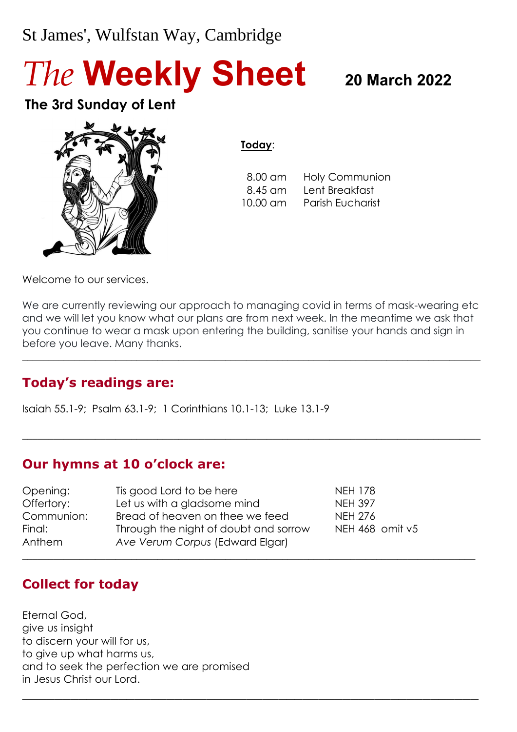St James', Wulfstan Way, Cambridge

# *The* **Weekly Sheet**

**20 March 2022**

## The 3rd Sunday of Lent

**Today**:

| | |
|---|---|
| 8.00 am | Holy Communion |
| 8.45 am | Lent Breakfast |
| 10.00 am | Parish Eucharist |

Welcome to our services.

We are currently reviewing our approach to managing covid in terms of mask-wearing etc and we will let you know what our plans are from next week. In the meantime we ask that you continue to wear a mask upon entering the building, sanitise your hands and sign in before you leave. Many thanks.

---

## Today's readings are:

Isaiah 55.1-9; Psalm 63.1-9; 1 Corinthians 10.1-13; Luke 13.1-9

---

## Our hymns at 10 o'clock are:

| | | |
|---|---|---|
| Opening: | Tis good Lord to be here | NEH 178 |
| Offertory: | Let us with a gladsome mind | NEH 397 |
| Communion: | Bread of heaven on thee we feed | NEH 276 |
| Final: | Through the night of doubt and sorrow | NEH 468 omit v5 |
| Anthem | *Ave Verum Corpus* (Edward Elgar) | |

---

## Collect for today

Eternal God,
give us insight
to discern your will for us,
to give up what harms us,
and to seek the perfection we are promised
in Jesus Christ our Lord.

---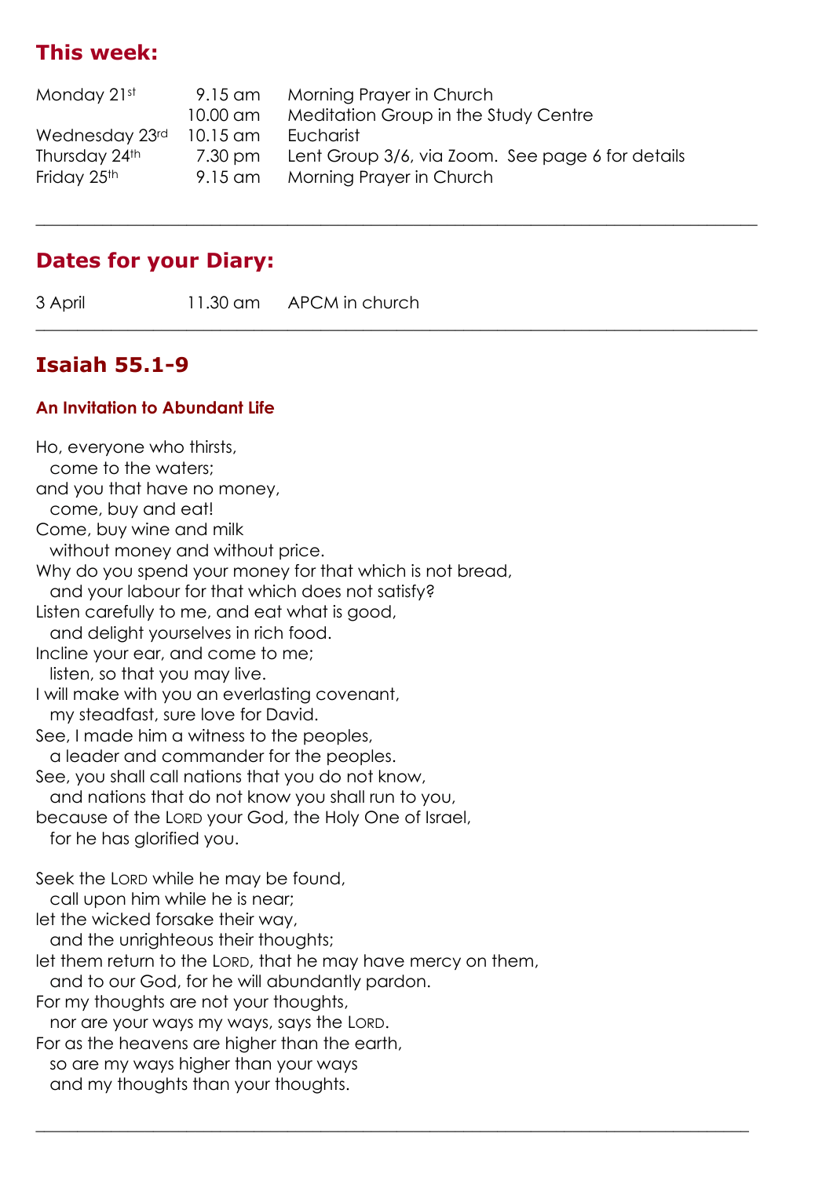## This week:

| | | |
|---|---|---|
| Monday 21st | 9.15 am | Morning Prayer in Church |
| | 10.00 am | Meditation Group in the Study Centre |
| Wednesday 23rd | 10.15 am | Eucharist |
| Thursday 24th | 7.30 pm | Lent Group 3/6, via Zoom. See page 6 for details |
| Friday 25th | 9.15 am | Morning Prayer in Church |

---

## Dates for your Diary:

| | | |
|---|---|---|
| 3 April | 11.30 am | APCM in church |

---

## Isaiah 55.1-9

### An Invitation to Abundant Life

Ho, everyone who thirsts,
  come to the waters;
and you that have no money,
  come, buy and eat!
Come, buy wine and milk
  without money and without price.
Why do you spend your money for that which is not bread,
  and your labour for that which does not satisfy?
Listen carefully to me, and eat what is good,
  and delight yourselves in rich food.
Incline your ear, and come to me;
  listen, so that you may live.
I will make with you an everlasting covenant,
  my steadfast, sure love for David.
See, I made him a witness to the peoples,
  a leader and commander for the peoples.
See, you shall call nations that you do not know,
  and nations that do not know you shall run to you,
because of the LORD your God, the Holy One of Israel,
  for he has glorified you.

Seek the LORD while he may be found,
  call upon him while he is near;
let the wicked forsake their way,
  and the unrighteous their thoughts;
let them return to the LORD, that he may have mercy on them,
  and to our God, for he will abundantly pardon.
For my thoughts are not your thoughts,
  nor are your ways my ways, says the LORD.
For as the heavens are higher than the earth,
  so are my ways higher than your ways
  and my thoughts than your thoughts.

---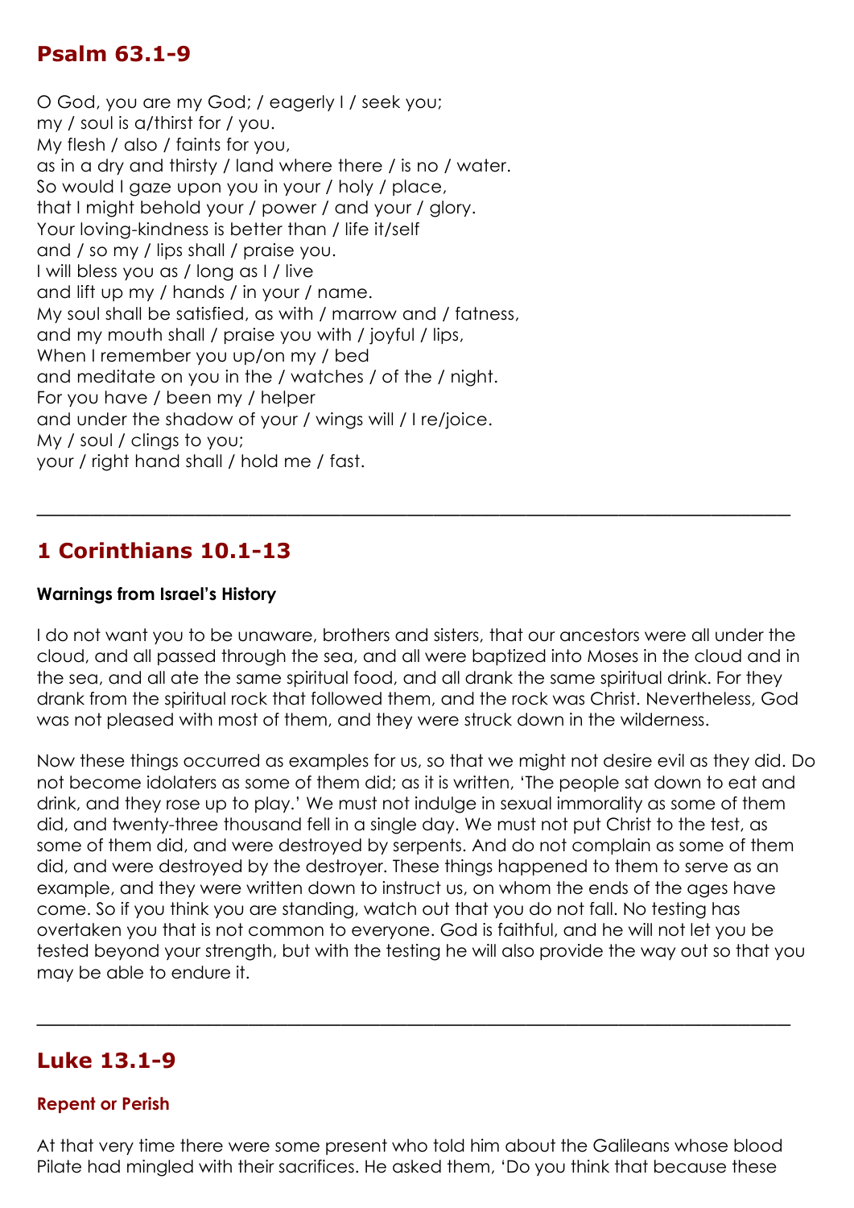## Psalm 63.1-9

O God, you are my God; / eagerly I / seek you;
my / soul is a/thirst for / you.
My flesh / also / faints for you,
as in a dry and thirsty / land where there / is no / water.
So would I gaze upon you in your / holy / place,
that I might behold your / power / and your / glory.
Your loving-kindness is better than / life it/self
and / so my / lips shall / praise you.
I will bless you as / long as I / live
and lift up my / hands / in your / name.
My soul shall be satisfied, as with / marrow and / fatness,
and my mouth shall / praise you with / joyful / lips,
When I remember you up/on my / bed
and meditate on you in the / watches / of the / night.
For you have / been my / helper
and under the shadow of your / wings will / I re/joice.
My / soul / clings to you;
your / right hand shall / hold me / fast.

---

## 1 Corinthians 10.1-13

**Warnings from Israel's History**

I do not want you to be unaware, brothers and sisters, that our ancestors were all under the cloud, and all passed through the sea, and all were baptized into Moses in the cloud and in the sea, and all ate the same spiritual food, and all drank the same spiritual drink. For they drank from the spiritual rock that followed them, and the rock was Christ. Nevertheless, God was not pleased with most of them, and they were struck down in the wilderness.

Now these things occurred as examples for us, so that we might not desire evil as they did. Do not become idolaters as some of them did; as it is written, 'The people sat down to eat and drink, and they rose up to play.' We must not indulge in sexual immorality as some of them did, and twenty-three thousand fell in a single day. We must not put Christ to the test, as some of them did, and were destroyed by serpents. And do not complain as some of them did, and were destroyed by the destroyer. These things happened to them to serve as an example, and they were written down to instruct us, on whom the ends of the ages have come. So if you think you are standing, watch out that you do not fall. No testing has overtaken you that is not common to everyone. God is faithful, and he will not let you be tested beyond your strength, but with the testing he will also provide the way out so that you may be able to endure it.

---

## Luke 13.1-9

### Repent or Perish

At that very time there were some present who told him about the Galileans whose blood Pilate had mingled with their sacrifices. He asked them, 'Do you think that because these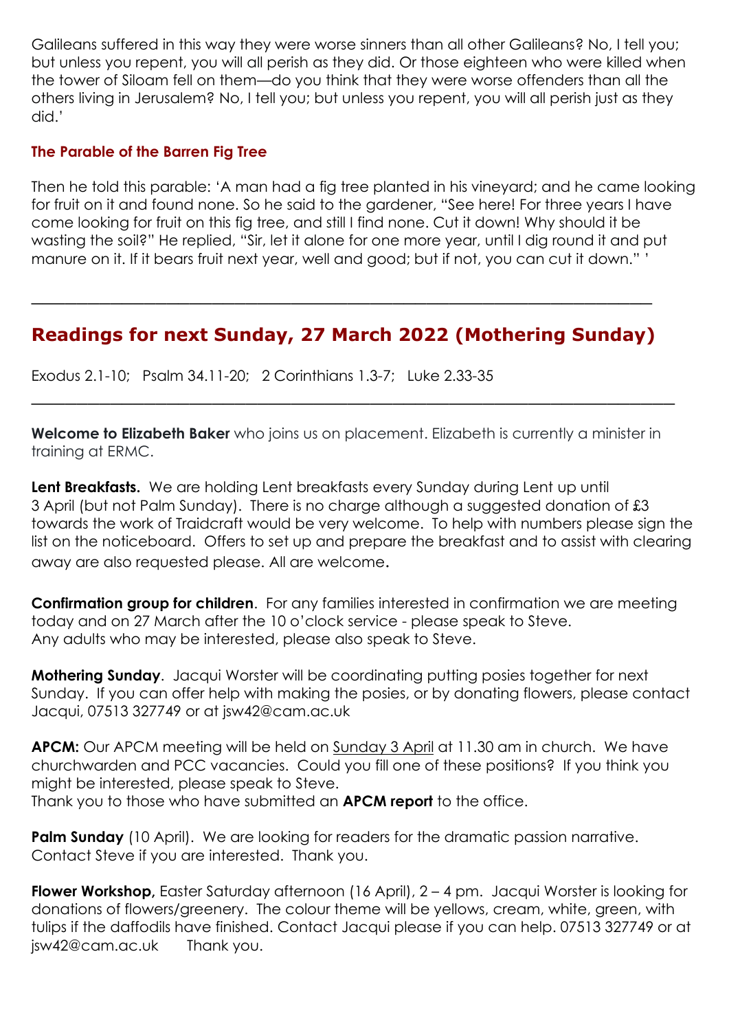Galileans suffered in this way they were worse sinners than all other Galileans? No, I tell you; but unless you repent, you will all perish as they did. Or those eighteen who were killed when the tower of Siloam fell on them—do you think that they were worse offenders than all the others living in Jerusalem? No, I tell you; but unless you repent, you will all perish just as they did.'

### The Parable of the Barren Fig Tree

Then he told this parable: 'A man had a fig tree planted in his vineyard; and he came looking for fruit on it and found none. So he said to the gardener, "See here! For three years I have come looking for fruit on this fig tree, and still I find none. Cut it down! Why should it be wasting the soil?" He replied, "Sir, let it alone for one more year, until I dig round it and put manure on it. If it bears fruit next year, well and good; but if not, you can cut it down." '

---

## Readings for next Sunday, 27 March 2022 (Mothering Sunday)

Exodus 2.1-10; Psalm 34.11-20; 2 Corinthians 1.3-7; Luke 2.33-35

---

**Welcome to Elizabeth Baker** who joins us on placement. Elizabeth is currently a minister in training at ERMC.

**Lent Breakfasts.** We are holding Lent breakfasts every Sunday during Lent up until 3 April (but not Palm Sunday). There is no charge although a suggested donation of £3 towards the work of Traidcraft would be very welcome. To help with numbers please sign the list on the noticeboard. Offers to set up and prepare the breakfast and to assist with clearing away are also requested please. All are welcome.

**Confirmation group for children**. For any families interested in confirmation we are meeting today and on 27 March after the 10 o'clock service - please speak to Steve. Any adults who may be interested, please also speak to Steve.

**Mothering Sunday**. Jacqui Worster will be coordinating putting posies together for next Sunday. If you can offer help with making the posies, or by donating flowers, please contact Jacqui, 07513 327749 or at jsw42@cam.ac.uk

**APCM:** Our APCM meeting will be held on Sunday 3 April at 11.30 am in church. We have churchwarden and PCC vacancies. Could you fill one of these positions? If you think you might be interested, please speak to Steve.
Thank you to those who have submitted an **APCM report** to the office.

**Palm Sunday** (10 April). We are looking for readers for the dramatic passion narrative. Contact Steve if you are interested. Thank you.

**Flower Workshop,** Easter Saturday afternoon (16 April), 2 – 4 pm. Jacqui Worster is looking for donations of flowers/greenery. The colour theme will be yellows, cream, white, green, with tulips if the daffodils have finished. Contact Jacqui please if you can help. 07513 327749 or at jsw42@cam.ac.uk Thank you.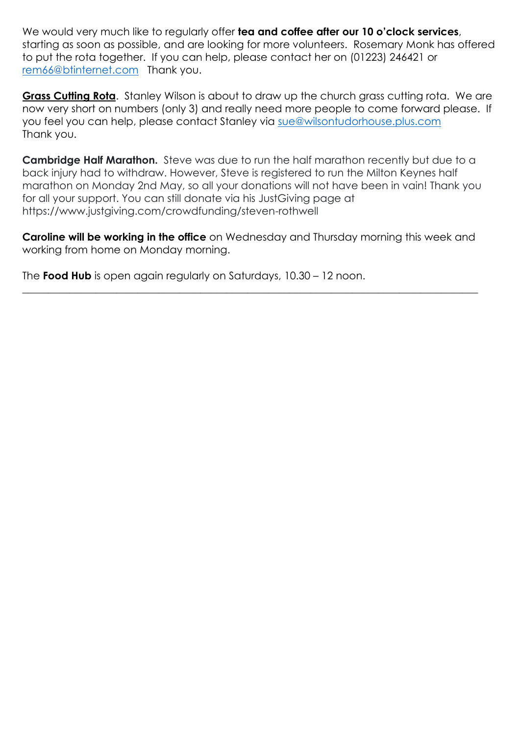We would very much like to regularly offer **tea and coffee after our 10 o'clock services**, starting as soon as possible, and are looking for more volunteers. Rosemary Monk has offered to put the rota together. If you can help, please contact her on (01223) 246421 or rem66@btinternet.com Thank you.

**Grass Cutting Rota**. Stanley Wilson is about to draw up the church grass cutting rota. We are now very short on numbers (only 3) and really need more people to come forward please. If you feel you can help, please contact Stanley via sue@wilsontudorhouse.plus.com Thank you.

**Cambridge Half Marathon.** Steve was due to run the half marathon recently but due to a back injury had to withdraw. However, Steve is registered to run the Milton Keynes half marathon on Monday 2nd May, so all your donations will not have been in vain! Thank you for all your support. You can still donate via his JustGiving page at https://www.justgiving.com/crowdfunding/steven-rothwell

**Caroline will be working in the office** on Wednesday and Thursday morning this week and working from home on Monday morning.

The **Food Hub** is open again regularly on Saturdays, 10.30 – 12 noon.

---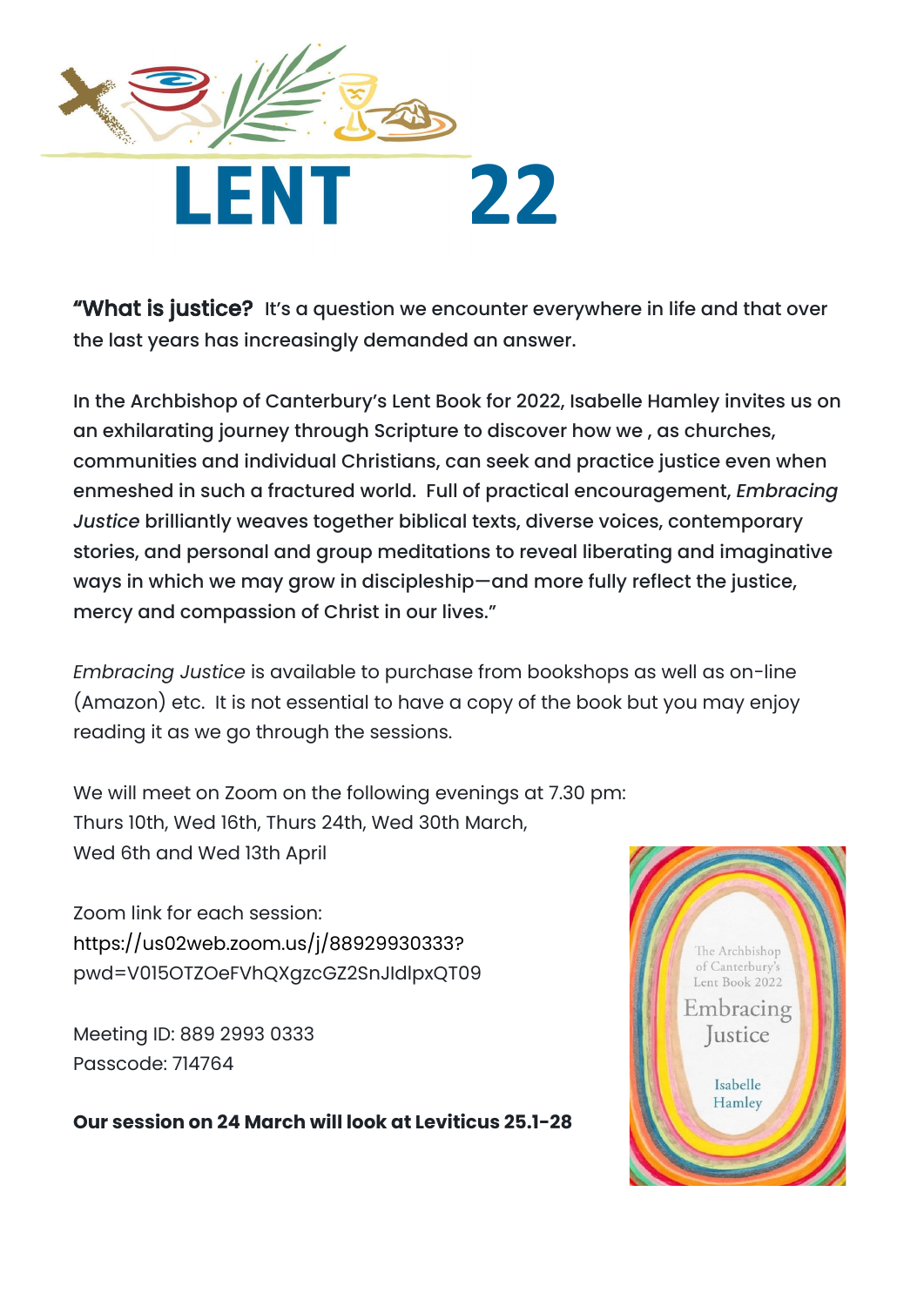# LENT 22

**"What is justice?** It's a question we encounter everywhere in life and that over the last years has increasingly demanded an answer.

In the Archbishop of Canterbury's Lent Book for 2022, Isabelle Hamley invites us on an exhilarating journey through Scripture to discover how we , as churches, communities and individual Christians, can seek and practice justice even when enmeshed in such a fractured world. Full of practical encouragement, *Embracing Justice* brilliantly weaves together biblical texts, diverse voices, contemporary stories, and personal and group meditations to reveal liberating and imaginative ways in which we may grow in discipleship—and more fully reflect the justice, mercy and compassion of Christ in our lives."

*Embracing Justice* is available to purchase from bookshops as well as on-line (Amazon) etc. It is not essential to have a copy of the book but you may enjoy reading it as we go through the sessions.

We will meet on Zoom on the following evenings at 7.30 pm:
Thurs 10th, Wed 16th, Thurs 24th, Wed 30th March,
Wed 6th and Wed 13th April

Zoom link for each session:
https://us02web.zoom.us/j/88929930333?pwd=V015OTZOeFVhQXgzcGZ2SnJIdlpxQT09

Meeting ID: 889 2993 0333
Passcode: 714764

**Our session on 24 March will look at Leviticus 25.1-28**

The Archbishop of Canterbury's Lent Book 2022
Embracing Justice
Isabelle Hamley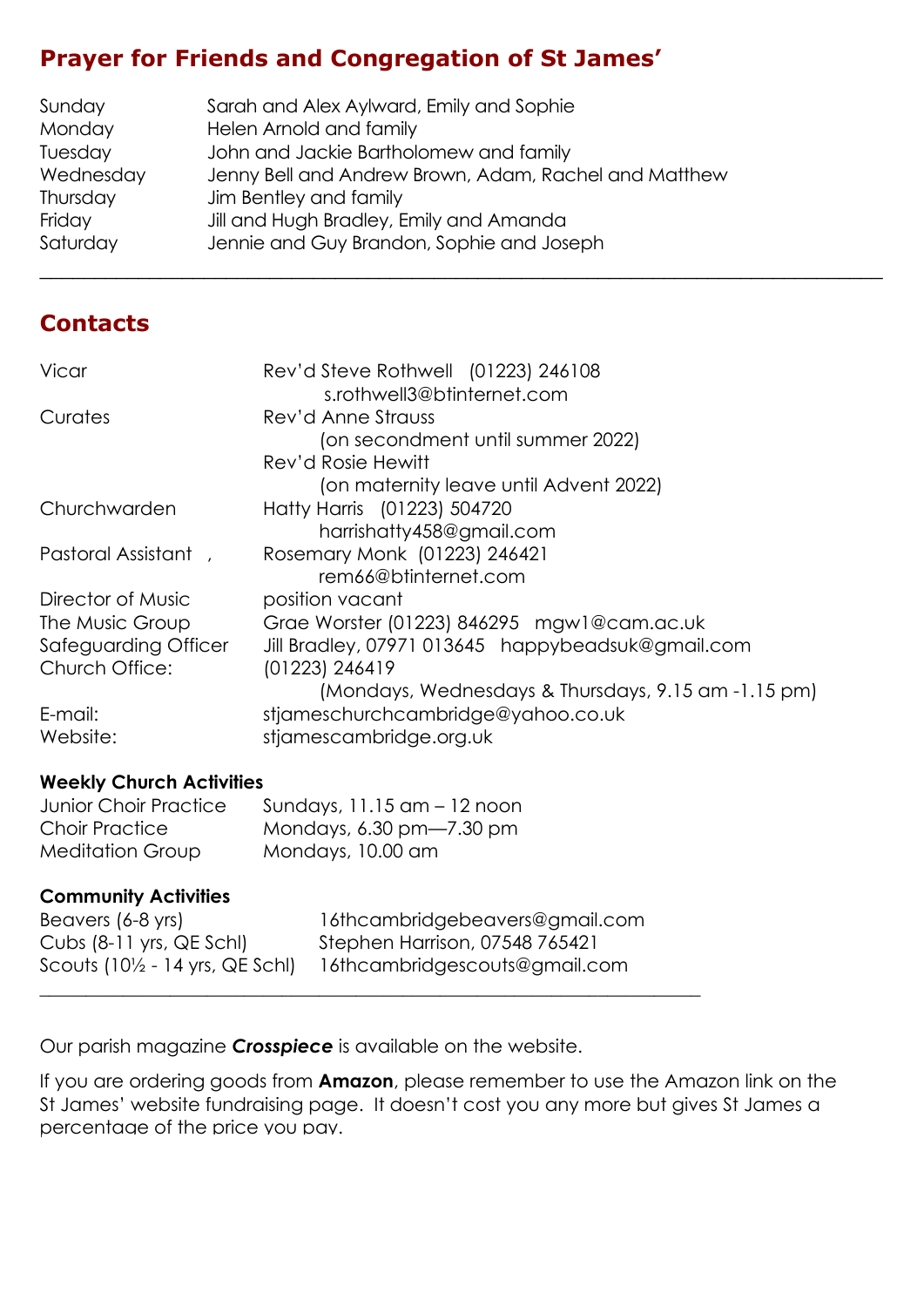## Prayer for Friends and Congregation of St James'

| | |
|---|---|
| Sunday | Sarah and Alex Aylward, Emily and Sophie |
| Monday | Helen Arnold and family |
| Tuesday | John and Jackie Bartholomew and family |
| Wednesday | Jenny Bell and Andrew Brown, Adam, Rachel and Matthew |
| Thursday | Jim Bentley and family |
| Friday | Jill and Hugh Bradley, Emily and Amanda |
| Saturday | Jennie and Guy Brandon, Sophie and Joseph |

---

## Contacts

| | |
|---|---|
| Vicar | Rev'd Steve Rothwell (01223) 246108 s.rothwell3@btinternet.com |
| Curates | Rev'd Anne Strauss (on secondment until summer 2022) |
| | Rev'd Rosie Hewitt (on maternity leave until Advent 2022) |
| Churchwarden | Hatty Harris (01223) 504720 harrishatty458@gmail.com |
| Pastoral Assistant , | Rosemary Monk (01223) 246421 rem66@btinternet.com |
| Director of Music | position vacant |
| The Music Group | Grae Worster (01223) 846295 mgw1@cam.ac.uk |
| Safeguarding Officer | Jill Bradley, 07971 013645 happybeadsuk@gmail.com |
| Church Office: | (01223) 246419 (Mondays, Wednesdays & Thursdays, 9.15 am -1.15 pm) |
| E-mail: | stjameschurchcambridge@yahoo.co.uk |
| Website: | stjamescambridge.org.uk |

### Weekly Church Activities

| | |
|---|---|
| Junior Choir Practice | Sundays, 11.15 am – 12 noon |
| Choir Practice | Mondays, 6.30 pm—7.30 pm |
| Meditation Group | Mondays, 10.00 am |

### Community Activities

| | |
|---|---|
| Beavers (6-8 yrs) | 16thcambridgebeavers@gmail.com |
| Cubs (8-11 yrs, QE Schl) | Stephen Harrison, 07548 765421 |
| Scouts (10½ - 14 yrs, QE Schl) | 16thcambridgescouts@gmail.com |

---

Our parish magazine ***Crosspiece*** is available on the website.

If you are ordering goods from **Amazon**, please remember to use the Amazon link on the St James' website fundraising page. It doesn't cost you any more but gives St James a percentage of the price you pay.